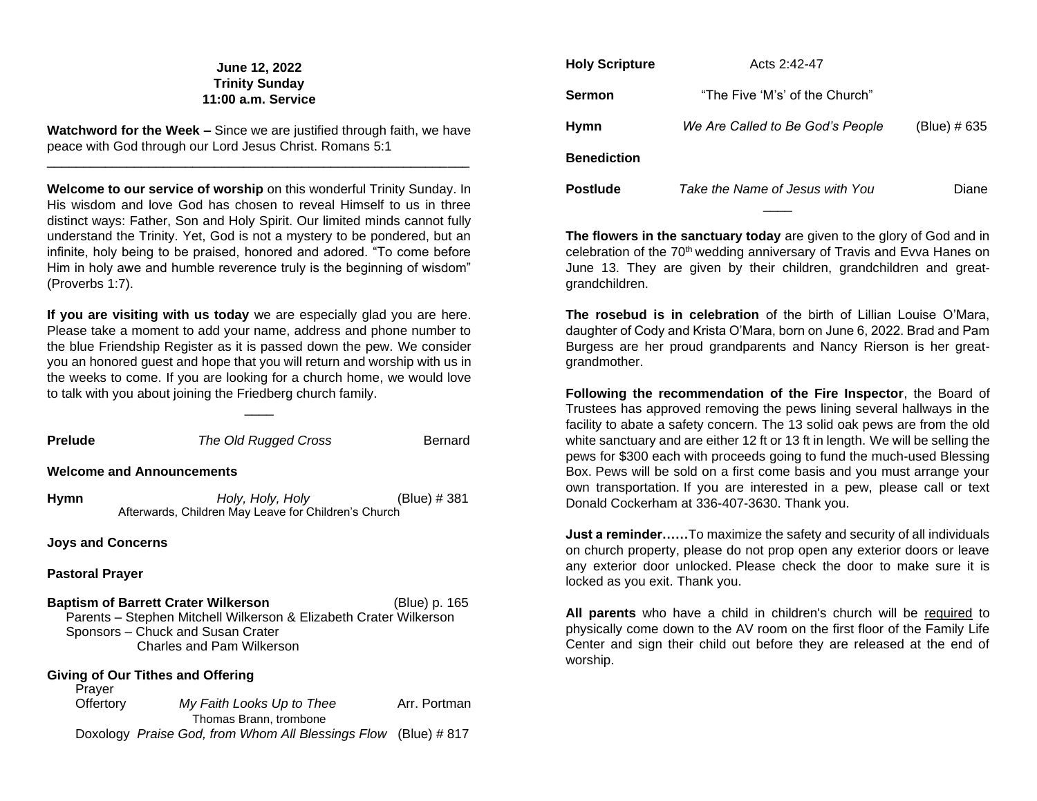**June 12, 2022**
**Trinity Sunday**
**11:00 a.m. Service**

**Watchword for the Week –** Since we are justified through faith, we have peace with God through our Lord Jesus Christ. Romans 5:1

---

**Welcome to our service of worship** on this wonderful Trinity Sunday. In His wisdom and love God has chosen to reveal Himself to us in three distinct ways: Father, Son and Holy Spirit. Our limited minds cannot fully understand the Trinity. Yet, God is not a mystery to be pondered, but an infinite, holy being to be praised, honored and adored. "To come before Him in holy awe and humble reverence truly is the beginning of wisdom" (Proverbs 1:7).

**If you are visiting with us today** we are especially glad you are here. Please take a moment to add your name, address and phone number to the blue Friendship Register as it is passed down the pew. We consider you an honored guest and hope that you will return and worship with us in the weeks to come. If you are looking for a church home, we would love to talk with you about joining the Friedberg church family.

____

**Prelude** *The Old Rugged Cross* Bernard

**Welcome and Announcements**

**Hymn** *Holy, Holy, Holy* (Blue) # 381
Afterwards, Children May Leave for Children's Church

**Joys and Concerns**

**Pastoral Prayer**

**Baptism of Barrett Crater Wilkerson** (Blue) p. 165
Parents – Stephen Mitchell Wilkerson & Elizabeth Crater Wilkerson
Sponsors – Chuck and Susan Crater
Charles and Pam Wilkerson

**Giving of Our Tithes and Offering**
Prayer
Offertory *My Faith Looks Up to Thee* Arr. Portman
Thomas Brann, trombone
Doxology *Praise God, from Whom All Blessings Flow* (Blue) # 817

**Holy Scripture** Acts 2:42-47

**Sermon** "The Five 'M's' of the Church"

**Hymn** *We Are Called to Be God's People* (Blue) # 635

**Benediction**

**Postlude** *Take the Name of Jesus with You* Diane

____

**The flowers in the sanctuary today** are given to the glory of God and in celebration of the 70th wedding anniversary of Travis and Evva Hanes on June 13. They are given by their children, grandchildren and great-grandchildren.

**The rosebud is in celebration** of the birth of Lillian Louise O'Mara, daughter of Cody and Krista O'Mara, born on June 6, 2022. Brad and Pam Burgess are her proud grandparents and Nancy Rierson is her great-grandmother.

**Following the recommendation of the Fire Inspector**, the Board of Trustees has approved removing the pews lining several hallways in the facility to abate a safety concern. The 13 solid oak pews are from the old white sanctuary and are either 12 ft or 13 ft in length. We will be selling the pews for $300 each with proceeds going to fund the much-used Blessing Box. Pews will be sold on a first come basis and you must arrange your own transportation. If you are interested in a pew, please call or text Donald Cockerham at 336-407-3630. Thank you.

**Just a reminder……**To maximize the safety and security of all individuals on church property, please do not prop open any exterior doors or leave any exterior door unlocked. Please check the door to make sure it is locked as you exit. Thank you.

**All parents** who have a child in children's church will be <u>required</u> to physically come down to the AV room on the first floor of the Family Life Center and sign their child out before they are released at the end of worship.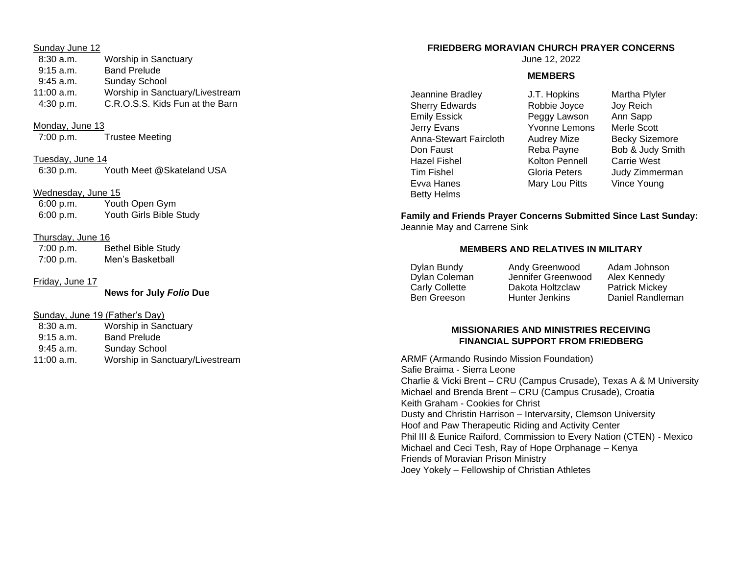Sunday June 12

| | |
|---|---|
| 8:30 a.m. | Worship in Sanctuary |
| 9:15 a.m. | Band Prelude |
| 9:45 a.m. | Sunday School |
| 11:00 a.m. | Worship in Sanctuary/Livestream |
| 4:30 p.m. | C.R.O.S.S. Kids Fun at the Barn |

Monday, June 13

| | |
|---|---|
| 7:00 p.m. | Trustee Meeting |

Tuesday, June 14

| | |
|---|---|
| 6:30 p.m. | Youth Meet @Skateland USA |

Wednesday, June 15

| | |
|---|---|
| 6:00 p.m. | Youth Open Gym |
| 6:00 p.m. | Youth Girls Bible Study |

Thursday, June 16

| | |
|---|---|
| 7:00 p.m. | Bethel Bible Study |
| 7:00 p.m. | Men's Basketball |

Friday, June 17

**News for July *Folio* Due**

Sunday, June 19 (Father's Day)

| | |
|---|---|
| 8:30 a.m. | Worship in Sanctuary |
| 9:15 a.m. | Band Prelude |
| 9:45 a.m. | Sunday School |
| 11:00 a.m. | Worship in Sanctuary/Livestream |

## FRIEDBERG MORAVIAN CHURCH PRAYER CONCERNS

June 12, 2022

### MEMBERS

| | | |
|---|---|---|
| Jeannine Bradley | J.T. Hopkins | Martha Plyler |
| Sherry Edwards | Robbie Joyce | Joy Reich |
| Emily Essick | Peggy Lawson | Ann Sapp |
| Jerry Evans | Yvonne Lemons | Merle Scott |
| Anna-Stewart Faircloth | Audrey Mize | Becky Sizemore |
| Don Faust | Reba Payne | Bob & Judy Smith |
| Hazel Fishel | Kolton Pennell | Carrie West |
| Tim Fishel | Gloria Peters | Judy Zimmerman |
| Evva Hanes | Mary Lou Pitts | Vince Young |
| Betty Helms | | |

**Family and Friends Prayer Concerns Submitted Since Last Sunday:**
Jeannie May and Carrene Sink

### MEMBERS AND RELATIVES IN MILITARY

| | | |
|---|---|---|
| Dylan Bundy | Andy Greenwood | Adam Johnson |
| Dylan Coleman | Jennifer Greenwood | Alex Kennedy |
| Carly Collette | Dakota Holtzclaw | Patrick Mickey |
| Ben Greeson | Hunter Jenkins | Daniel Randleman |

### MISSIONARIES AND MINISTRIES RECEIVING FINANCIAL SUPPORT FROM FRIEDBERG

ARMF (Armando Rusindo Mission Foundation)
Safie Braima - Sierra Leone
Charlie & Vicki Brent – CRU (Campus Crusade), Texas A & M University
Michael and Brenda Brent – CRU (Campus Crusade), Croatia
Keith Graham - Cookies for Christ
Dusty and Christin Harrison – Intervarsity, Clemson University
Hoof and Paw Therapeutic Riding and Activity Center
Phil III & Eunice Raiford, Commission to Every Nation (CTEN) - Mexico
Michael and Ceci Tesh, Ray of Hope Orphanage – Kenya
Friends of Moravian Prison Ministry
Joey Yokely – Fellowship of Christian Athletes